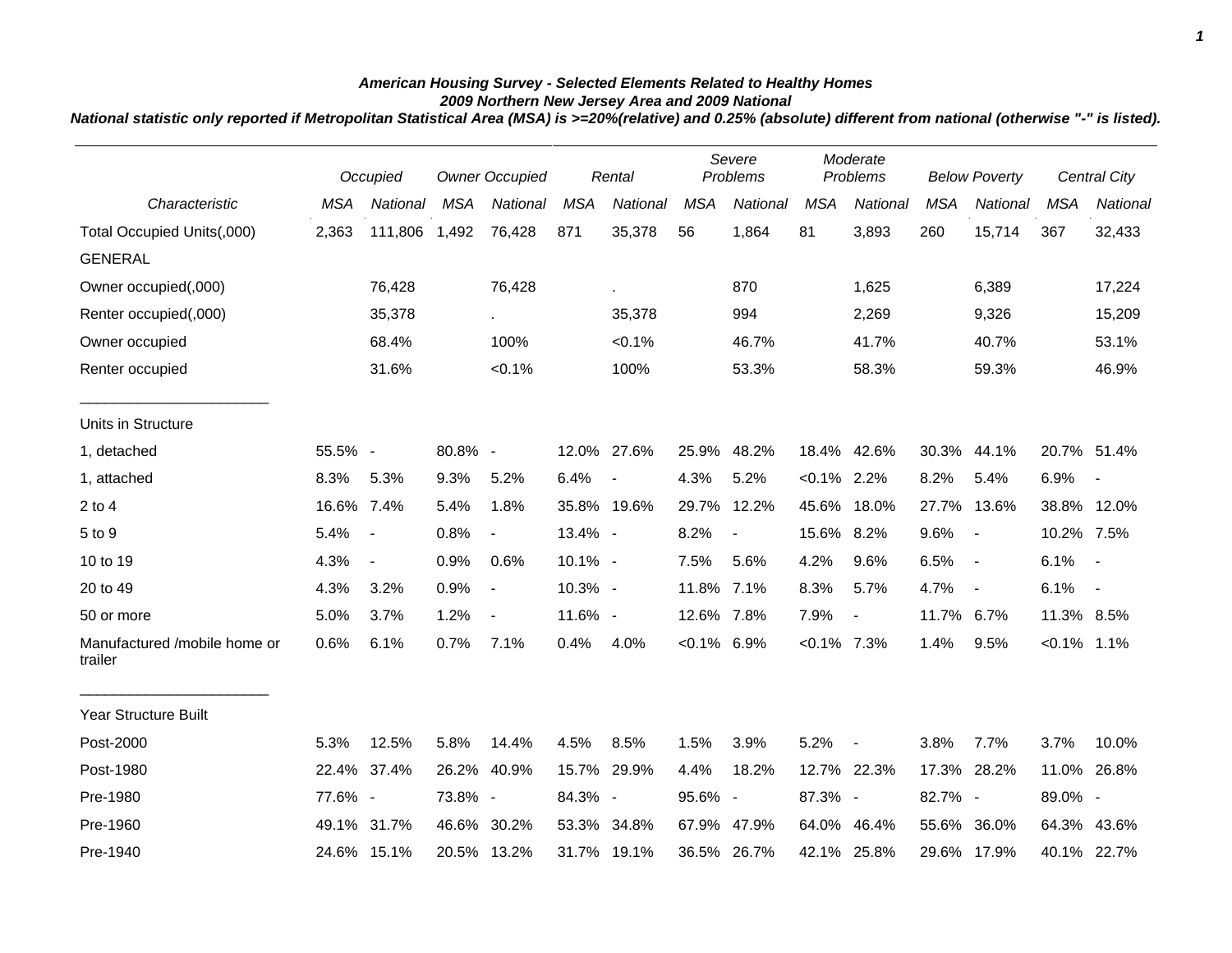***American Housing Survey - Selected Elements Related to Healthy Homes***

***2009 Northern New Jersey Area and 2009 National***

***National statistic only reported if Metropolitan Statistical Area (MSA) is >=20%(relative) and 0.25% (absolute) different from national (otherwise "-" is listed).***

| | *Occupied* | | *Owner Occupied* | | *Rental* | | *Severe Problems* | | *Moderate Problems* | | *Below Poverty* | | *Central City* | |
|---|---|---|---|---|---|---|---|---|---|---|---|---|---|---|
| *Characteristic* | *MSA* | *National* | *MSA* | *National* | *MSA* | *National* | *MSA* | *National* | *MSA* | *National* | *MSA* | *National* | *MSA* | *National* |
| Total Occupied Units(,000) | 2,363 | 111,806 | 1,492 | 76,428 | 871 | 35,378 | 56 | 1,864 | 81 | 3,893 | 260 | 15,714 | 367 | 32,433 |
| GENERAL | | | | | | | | | | | | | | |
| Owner occupied(,000) | | 76,428 | | 76,428 | | . | | 870 | | 1,625 | | 6,389 | | 17,224 |
| Renter occupied(,000) | | 35,378 | | . | | 35,378 | | 994 | | 2,269 | | 9,326 | | 15,209 |
| Owner occupied | | 68.4% | | 100% | | <0.1% | | 46.7% | | 41.7% | | 40.7% | | 53.1% |
| Renter occupied | | 31.6% | | <0.1% | | 100% | | 53.3% | | 58.3% | | 59.3% | | 46.9% |
| Units in Structure | | | | | | | | | | | | | | |
| 1, detached | 55.5% | - | 80.8% | - | 12.0% | 27.6% | 25.9% | 48.2% | 18.4% | 42.6% | 30.3% | 44.1% | 20.7% | 51.4% |
| 1, attached | 8.3% | 5.3% | 9.3% | 5.2% | 6.4% | - | 4.3% | 5.2% | <0.1% | 2.2% | 8.2% | 5.4% | 6.9% | - |
| 2 to 4 | 16.6% | 7.4% | 5.4% | 1.8% | 35.8% | 19.6% | 29.7% | 12.2% | 45.6% | 18.0% | 27.7% | 13.6% | 38.8% | 12.0% |
| 5 to 9 | 5.4% | - | 0.8% | - | 13.4% | - | 8.2% | - | 15.6% | 8.2% | 9.6% | - | 10.2% | 7.5% |
| 10 to 19 | 4.3% | - | 0.9% | 0.6% | 10.1% | - | 7.5% | 5.6% | 4.2% | 9.6% | 6.5% | - | 6.1% | - |
| 20 to 49 | 4.3% | 3.2% | 0.9% | - | 10.3% | - | 11.8% | 7.1% | 8.3% | 5.7% | 4.7% | - | 6.1% | - |
| 50 or more | 5.0% | 3.7% | 1.2% | - | 11.6% | - | 12.6% | 7.8% | 7.9% | - | 11.7% | 6.7% | 11.3% | 8.5% |
| Manufactured /mobile home or trailer | 0.6% | 6.1% | 0.7% | 7.1% | 0.4% | 4.0% | <0.1% | 6.9% | <0.1% | 7.3% | 1.4% | 9.5% | <0.1% | 1.1% |
| Year Structure Built | | | | | | | | | | | | | | |
| Post-2000 | 5.3% | 12.5% | 5.8% | 14.4% | 4.5% | 8.5% | 1.5% | 3.9% | 5.2% | - | 3.8% | 7.7% | 3.7% | 10.0% |
| Post-1980 | 22.4% | 37.4% | 26.2% | 40.9% | 15.7% | 29.9% | 4.4% | 18.2% | 12.7% | 22.3% | 17.3% | 28.2% | 11.0% | 26.8% |
| Pre-1980 | 77.6% | - | 73.8% | - | 84.3% | - | 95.6% | - | 87.3% | - | 82.7% | - | 89.0% | - |
| Pre-1960 | 49.1% | 31.7% | 46.6% | 30.2% | 53.3% | 34.8% | 67.9% | 47.9% | 64.0% | 46.4% | 55.6% | 36.0% | 64.3% | 43.6% |
| Pre-1940 | 24.6% | 15.1% | 20.5% | 13.2% | 31.7% | 19.1% | 36.5% | 26.7% | 42.1% | 25.8% | 29.6% | 17.9% | 40.1% | 22.7% |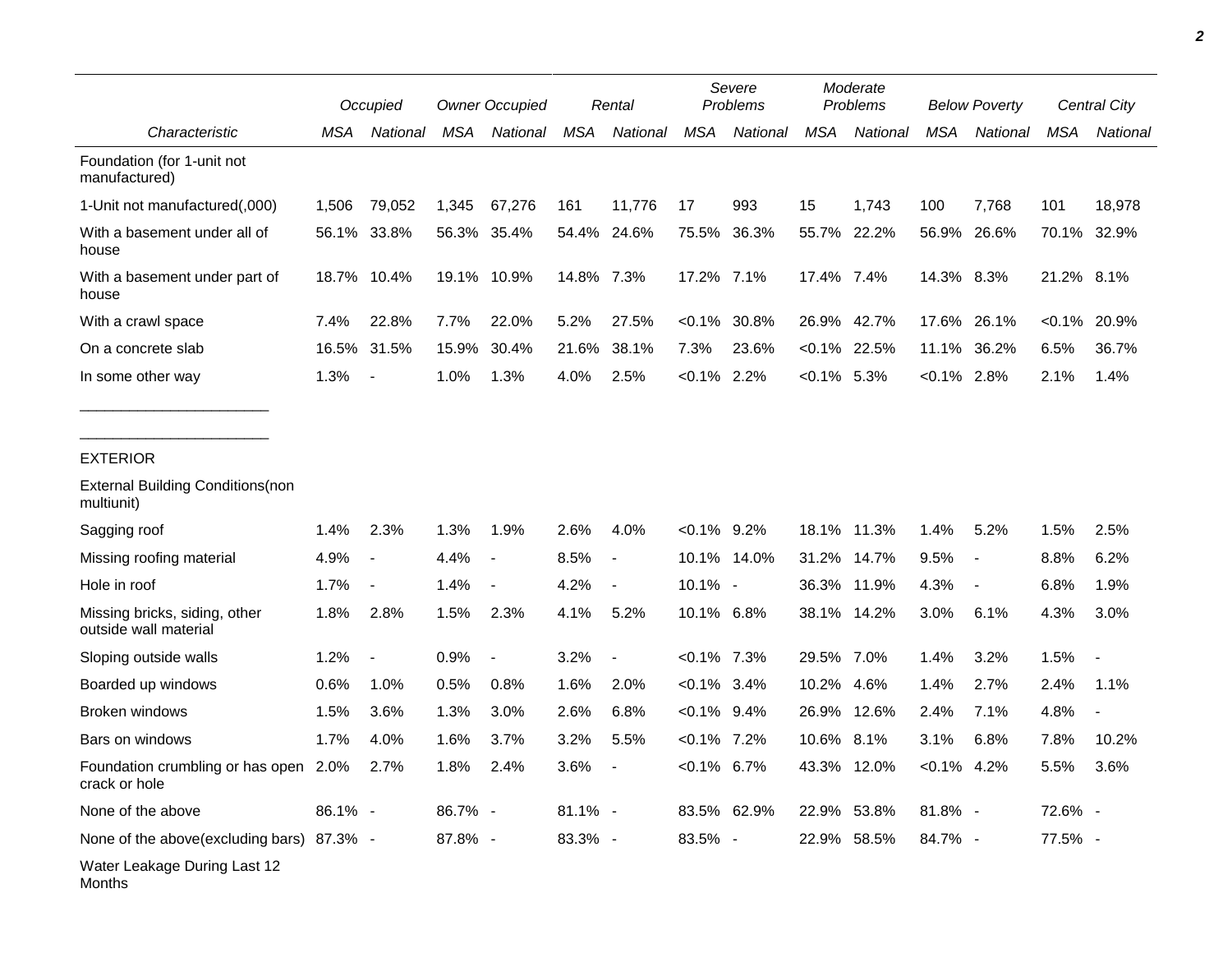| Characteristic | Occupied | | Owner Occupied | | Rental | | Severe Problems | | Moderate Problems | | Below Poverty | | Central City | |
|---|---|---|---|---|---|---|---|---|---|---|---|---|---|---|
| | MSA | National | MSA | National | MSA | National | MSA | National | MSA | National | MSA | National | MSA | National |
| Foundation (for 1-unit not manufactured) | | | | | | | | | | | | | | |
| 1-Unit not manufactured(,000) | 1,506 | 79,052 | 1,345 | 67,276 | 161 | 11,776 | 17 | 993 | 15 | 1,743 | 100 | 7,768 | 101 | 18,978 |
| With a basement under all of house | 56.1% | 33.8% | 56.3% | 35.4% | 54.4% | 24.6% | 75.5% | 36.3% | 55.7% | 22.2% | 56.9% | 26.6% | 70.1% | 32.9% |
| With a basement under part of house | 18.7% | 10.4% | 19.1% | 10.9% | 14.8% | 7.3% | 17.2% | 7.1% | 17.4% | 7.4% | 14.3% | 8.3% | 21.2% | 8.1% |
| With a crawl space | 7.4% | 22.8% | 7.7% | 22.0% | 5.2% | 27.5% | <0.1% | 30.8% | 26.9% | 42.7% | 17.6% | 26.1% | <0.1% | 20.9% |
| On a concrete slab | 16.5% | 31.5% | 15.9% | 30.4% | 21.6% | 38.1% | 7.3% | 23.6% | <0.1% | 22.5% | 11.1% | 36.2% | 6.5% | 36.7% |
| In some other way | 1.3% | - | 1.0% | 1.3% | 4.0% | 2.5% | <0.1% | 2.2% | <0.1% | 5.3% | <0.1% | 2.8% | 2.1% | 1.4% |
| EXTERIOR | | | | | | | | | | | | | | |
| External Building Conditions(non multiunit) | | | | | | | | | | | | | | |
| Sagging roof | 1.4% | 2.3% | 1.3% | 1.9% | 2.6% | 4.0% | <0.1% | 9.2% | 18.1% | 11.3% | 1.4% | 5.2% | 1.5% | 2.5% |
| Missing roofing material | 4.9% | - | 4.4% | - | 8.5% | - | 10.1% | 14.0% | 31.2% | 14.7% | 9.5% | - | 8.8% | 6.2% |
| Hole in roof | 1.7% | - | 1.4% | - | 4.2% | - | 10.1% | - | 36.3% | 11.9% | 4.3% | - | 6.8% | 1.9% |
| Missing bricks, siding, other outside wall material | 1.8% | 2.8% | 1.5% | 2.3% | 4.1% | 5.2% | 10.1% | 6.8% | 38.1% | 14.2% | 3.0% | 6.1% | 4.3% | 3.0% |
| Sloping outside walls | 1.2% | - | 0.9% | - | 3.2% | - | <0.1% | 7.3% | 29.5% | 7.0% | 1.4% | 3.2% | 1.5% | - |
| Boarded up windows | 0.6% | 1.0% | 0.5% | 0.8% | 1.6% | 2.0% | <0.1% | 3.4% | 10.2% | 4.6% | 1.4% | 2.7% | 2.4% | 1.1% |
| Broken windows | 1.5% | 3.6% | 1.3% | 3.0% | 2.6% | 6.8% | <0.1% | 9.4% | 26.9% | 12.6% | 2.4% | 7.1% | 4.8% | - |
| Bars on windows | 1.7% | 4.0% | 1.6% | 3.7% | 3.2% | 5.5% | <0.1% | 7.2% | 10.6% | 8.1% | 3.1% | 6.8% | 7.8% | 10.2% |
| Foundation crumbling or has open crack or hole | 2.0% | 2.7% | 1.8% | 2.4% | 3.6% | - | <0.1% | 6.7% | 43.3% | 12.0% | <0.1% | 4.2% | 5.5% | 3.6% |
| None of the above | 86.1% | - | 86.7% | - | 81.1% | - | 83.5% | 62.9% | 22.9% | 53.8% | 81.8% | - | 72.6% | - |
| None of the above(excluding bars) | 87.3% | - | 87.8% | - | 83.3% | - | 83.5% | - | 22.9% | 58.5% | 84.7% | - | 77.5% | - |
| Water Leakage During Last 12 Months | | | | | | | | | | | | | | |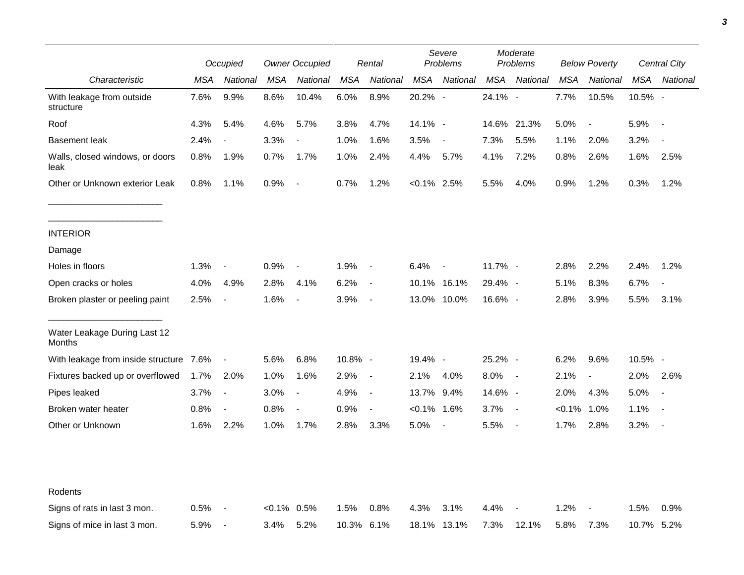| Characteristic | Occupied | | Owner Occupied | | Rental | | Severe Problems | | Moderate Problems | | Below Poverty | | Central City | |
|---|---|---|---|---|---|---|---|---|---|---|---|---|---|---|
| | *MSA* | *National* | *MSA* | *National* | *MSA* | *National* | *MSA* | *National* | *MSA* | *National* | *MSA* | *National* | *MSA* | *National* |
| With leakage from outside structure | 7.6% | 9.9% | 8.6% | 10.4% | 6.0% | 8.9% | 20.2% | - | 24.1% | - | 7.7% | 10.5% | 10.5% | - |
| Roof | 4.3% | 5.4% | 4.6% | 5.7% | 3.8% | 4.7% | 14.1% | - | 14.6% | 21.3% | 5.0% | - | 5.9% | - |
| Basement leak | 2.4% | - | 3.3% | - | 1.0% | 1.6% | 3.5% | - | 7.3% | 5.5% | 1.1% | 2.0% | 3.2% | - |
| Walls, closed windows, or doors leak | 0.8% | 1.9% | 0.7% | 1.7% | 1.0% | 2.4% | 4.4% | 5.7% | 4.1% | 7.2% | 0.8% | 2.6% | 1.6% | 2.5% |
| Other or Unknown exterior Leak | 0.8% | 1.1% | 0.9% | - | 0.7% | 1.2% | <0.1% | 2.5% | 5.5% | 4.0% | 0.9% | 1.2% | 0.3% | 1.2% |
| INTERIOR | | | | | | | | | | | | | | |
| Damage | | | | | | | | | | | | | | |
| Holes in floors | 1.3% | - | 0.9% | - | 1.9% | - | 6.4% | - | 11.7% | - | 2.8% | 2.2% | 2.4% | 1.2% |
| Open cracks or holes | 4.0% | 4.9% | 2.8% | 4.1% | 6.2% | - | 10.1% | 16.1% | 29.4% | - | 5.1% | 8.3% | 6.7% | - |
| Broken plaster or peeling paint | 2.5% | - | 1.6% | - | 3.9% | - | 13.0% | 10.0% | 16.6% | - | 2.8% | 3.9% | 5.5% | 3.1% |
| Water Leakage During Last 12 Months | | | | | | | | | | | | | | |
| With leakage from inside structure | 7.6% | - | 5.6% | 6.8% | 10.8% | - | 19.4% | - | 25.2% | - | 6.2% | 9.6% | 10.5% | - |
| Fixtures backed up or overflowed | 1.7% | 2.0% | 1.0% | 1.6% | 2.9% | - | 2.1% | 4.0% | 8.0% | - | 2.1% | - | 2.0% | 2.6% |
| Pipes leaked | 3.7% | - | 3.0% | - | 4.9% | - | 13.7% | 9.4% | 14.6% | - | 2.0% | 4.3% | 5.0% | - |
| Broken water heater | 0.8% | - | 0.8% | - | 0.9% | - | <0.1% | 1.6% | 3.7% | - | <0.1% | 1.0% | 1.1% | - |
| Other or Unknown | 1.6% | 2.2% | 1.0% | 1.7% | 2.8% | 3.3% | 5.0% | - | 5.5% | - | 1.7% | 2.8% | 3.2% | - |
| Rodents | | | | | | | | | | | | | | |
| Signs of rats in last 3 mon. | 0.5% | - | <0.1% | 0.5% | 1.5% | 0.8% | 4.3% | 3.1% | 4.4% | - | 1.2% | - | 1.5% | 0.9% |
| Signs of mice in last 3 mon. | 5.9% | - | 3.4% | 5.2% | 10.3% | 6.1% | 18.1% | 13.1% | 7.3% | 12.1% | 5.8% | 7.3% | 10.7% | 5.2% |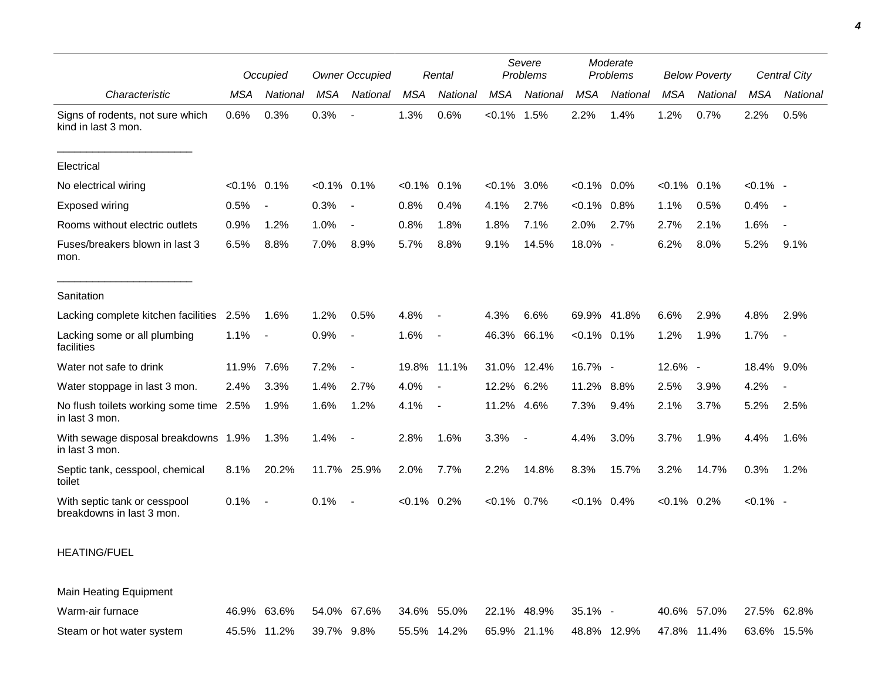| Characteristic | Occupied | | Owner Occupied | | Rental | | Severe Problems | | Moderate Problems | | Below Poverty | | Central City | |
|---|---|---|---|---|---|---|---|---|---|---|---|---|---|---|
| | MSA | National | MSA | National | MSA | National | MSA | National | MSA | National | MSA | National | MSA | National |
| Signs of rodents, not sure which kind in last 3 mon. | 0.6% | 0.3% | 0.3% | - | 1.3% | 0.6% | <0.1% | 1.5% | 2.2% | 1.4% | 1.2% | 0.7% | 2.2% | 0.5% |
| Electrical | | | | | | | | | | | | | | |
| No electrical wiring | <0.1% | 0.1% | <0.1% | 0.1% | <0.1% | 0.1% | <0.1% | 3.0% | <0.1% | 0.0% | <0.1% | 0.1% | <0.1% | - |
| Exposed wiring | 0.5% | - | 0.3% | - | 0.8% | 0.4% | 4.1% | 2.7% | <0.1% | 0.8% | 1.1% | 0.5% | 0.4% | - |
| Rooms without electric outlets | 0.9% | 1.2% | 1.0% | - | 0.8% | 1.8% | 1.8% | 7.1% | 2.0% | 2.7% | 2.7% | 2.1% | 1.6% | - |
| Fuses/breakers blown in last 3 mon. | 6.5% | 8.8% | 7.0% | 8.9% | 5.7% | 8.8% | 9.1% | 14.5% | 18.0% | - | 6.2% | 8.0% | 5.2% | 9.1% |
| Sanitation | | | | | | | | | | | | | | |
| Lacking complete kitchen facilities | 2.5% | 1.6% | 1.2% | 0.5% | 4.8% | - | 4.3% | 6.6% | 69.9% | 41.8% | 6.6% | 2.9% | 4.8% | 2.9% |
| Lacking some or all plumbing facilities | 1.1% | - | 0.9% | - | 1.6% | - | 46.3% | 66.1% | <0.1% | 0.1% | 1.2% | 1.9% | 1.7% | - |
| Water not safe to drink | 11.9% | 7.6% | 7.2% | - | 19.8% | 11.1% | 31.0% | 12.4% | 16.7% | - | 12.6% | - | 18.4% | 9.0% |
| Water stoppage in last 3 mon. | 2.4% | 3.3% | 1.4% | 2.7% | 4.0% | - | 12.2% | 6.2% | 11.2% | 8.8% | 2.5% | 3.9% | 4.2% | - |
| No flush toilets working some time in last 3 mon. | 2.5% | 1.9% | 1.6% | 1.2% | 4.1% | - | 11.2% | 4.6% | 7.3% | 9.4% | 2.1% | 3.7% | 5.2% | 2.5% |
| With sewage disposal breakdowns in last 3 mon. | 1.9% | 1.3% | 1.4% | - | 2.8% | 1.6% | 3.3% | - | 4.4% | 3.0% | 3.7% | 1.9% | 4.4% | 1.6% |
| Septic tank, cesspool, chemical toilet | 8.1% | 20.2% | 11.7% | 25.9% | 2.0% | 7.7% | 2.2% | 14.8% | 8.3% | 15.7% | 3.2% | 14.7% | 0.3% | 1.2% |
| With septic tank or cesspool breakdowns in last 3 mon. | 0.1% | - | 0.1% | - | <0.1% | 0.2% | <0.1% | 0.7% | <0.1% | 0.4% | <0.1% | 0.2% | <0.1% | - |
| HEATING/FUEL | | | | | | | | | | | | | | |
| Main Heating Equipment | | | | | | | | | | | | | | |
| Warm-air furnace | 46.9% | 63.6% | 54.0% | 67.6% | 34.6% | 55.0% | 22.1% | 48.9% | 35.1% | - | 40.6% | 57.0% | 27.5% | 62.8% |
| Steam or hot water system | 45.5% | 11.2% | 39.7% | 9.8% | 55.5% | 14.2% | 65.9% | 21.1% | 48.8% | 12.9% | 47.8% | 11.4% | 63.6% | 15.5% |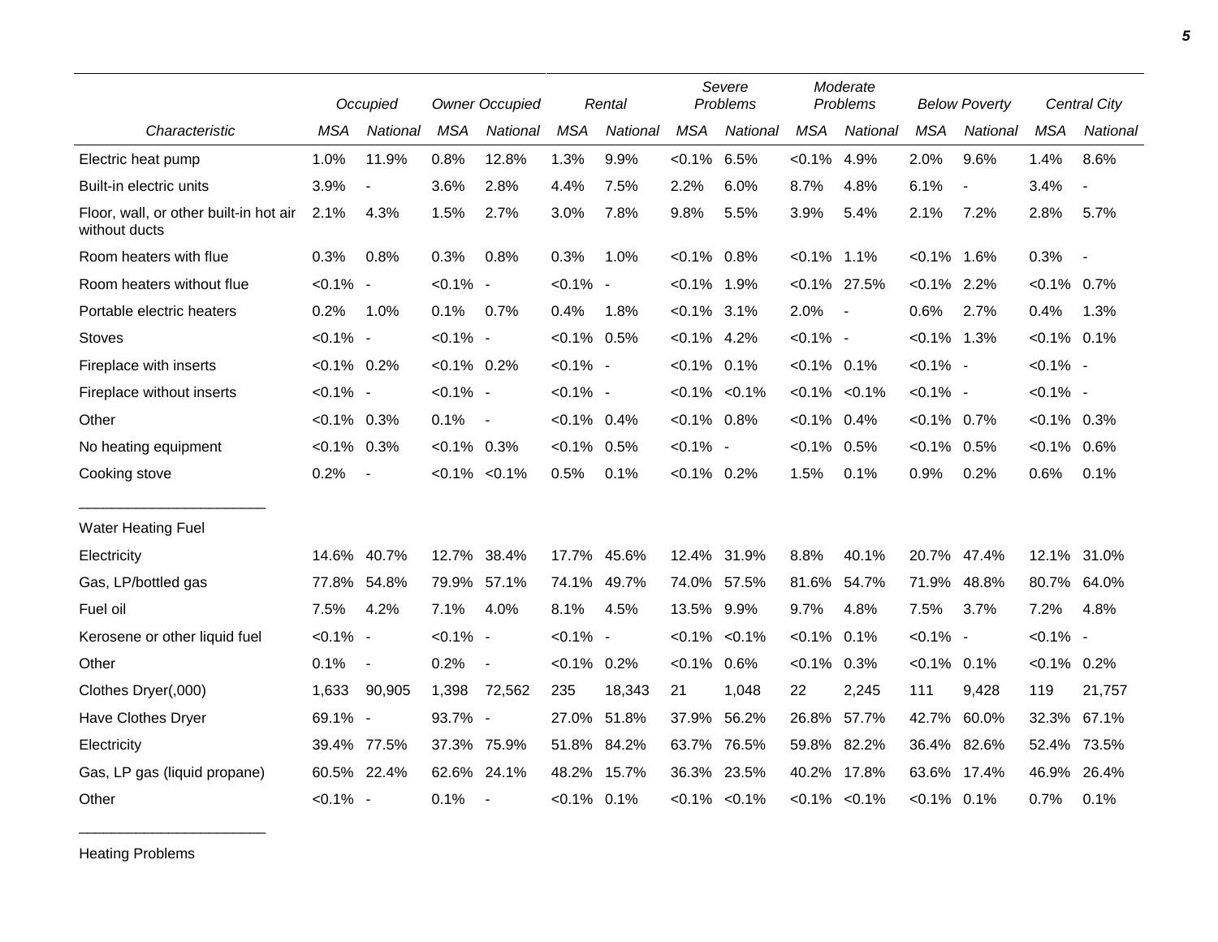| Characteristic | Occupied | | Owner Occupied | | Rental | | Severe Problems | | Moderate Problems | | Below Poverty | | Central City | |
|---|---|---|---|---|---|---|---|---|---|---|---|---|---|---|
| | MSA | National | MSA | National | MSA | National | MSA | National | MSA | National | MSA | National | MSA | National |
| Electric heat pump | 1.0% | 11.9% | 0.8% | 12.8% | 1.3% | 9.9% | <0.1% | 6.5% | <0.1% | 4.9% | 2.0% | 9.6% | 1.4% | 8.6% |
| Built-in electric units | 3.9% | - | 3.6% | 2.8% | 4.4% | 7.5% | 2.2% | 6.0% | 8.7% | 4.8% | 6.1% | - | 3.4% | - |
| Floor, wall, or other built-in hot air without ducts | 2.1% | 4.3% | 1.5% | 2.7% | 3.0% | 7.8% | 9.8% | 5.5% | 3.9% | 5.4% | 2.1% | 7.2% | 2.8% | 5.7% |
| Room heaters with flue | 0.3% | 0.8% | 0.3% | 0.8% | 0.3% | 1.0% | <0.1% | 0.8% | <0.1% | 1.1% | <0.1% | 1.6% | 0.3% | - |
| Room heaters without flue | <0.1% | - | <0.1% | - | <0.1% | - | <0.1% | 1.9% | <0.1% | 27.5% | <0.1% | 2.2% | <0.1% | 0.7% |
| Portable electric heaters | 0.2% | 1.0% | 0.1% | 0.7% | 0.4% | 1.8% | <0.1% | 3.1% | 2.0% | - | 0.6% | 2.7% | 0.4% | 1.3% |
| Stoves | <0.1% | - | <0.1% | - | <0.1% | 0.5% | <0.1% | 4.2% | <0.1% | - | <0.1% | 1.3% | <0.1% | 0.1% |
| Fireplace with inserts | <0.1% | 0.2% | <0.1% | 0.2% | <0.1% | - | <0.1% | 0.1% | <0.1% | 0.1% | <0.1% | - | <0.1% | - |
| Fireplace without inserts | <0.1% | - | <0.1% | - | <0.1% | - | <0.1% | <0.1% | <0.1% | <0.1% | <0.1% | - | <0.1% | - |
| Other | <0.1% | 0.3% | 0.1% | - | <0.1% | 0.4% | <0.1% | 0.8% | <0.1% | 0.4% | <0.1% | 0.7% | <0.1% | 0.3% |
| No heating equipment | <0.1% | 0.3% | <0.1% | 0.3% | <0.1% | 0.5% | <0.1% | - | <0.1% | 0.5% | <0.1% | 0.5% | <0.1% | 0.6% |
| Cooking stove | 0.2% | - | <0.1% | <0.1% | 0.5% | 0.1% | <0.1% | 0.2% | 1.5% | 0.1% | 0.9% | 0.2% | 0.6% | 0.1% |
| Water Heating Fuel | | | | | | | | | | | | | | |
| Electricity | 14.6% | 40.7% | 12.7% | 38.4% | 17.7% | 45.6% | 12.4% | 31.9% | 8.8% | 40.1% | 20.7% | 47.4% | 12.1% | 31.0% |
| Gas, LP/bottled gas | 77.8% | 54.8% | 79.9% | 57.1% | 74.1% | 49.7% | 74.0% | 57.5% | 81.6% | 54.7% | 71.9% | 48.8% | 80.7% | 64.0% |
| Fuel oil | 7.5% | 4.2% | 7.1% | 4.0% | 8.1% | 4.5% | 13.5% | 9.9% | 9.7% | 4.8% | 7.5% | 3.7% | 7.2% | 4.8% |
| Kerosene or other liquid fuel | <0.1% | - | <0.1% | - | <0.1% | - | <0.1% | <0.1% | <0.1% | 0.1% | <0.1% | - | <0.1% | - |
| Other | 0.1% | - | 0.2% | - | <0.1% | 0.2% | <0.1% | 0.6% | <0.1% | 0.3% | <0.1% | 0.1% | <0.1% | 0.2% |
| Clothes Dryer(,000) | 1,633 | 90,905 | 1,398 | 72,562 | 235 | 18,343 | 21 | 1,048 | 22 | 2,245 | 111 | 9,428 | 119 | 21,757 |
| Have Clothes Dryer | 69.1% | - | 93.7% | - | 27.0% | 51.8% | 37.9% | 56.2% | 26.8% | 57.7% | 42.7% | 60.0% | 32.3% | 67.1% |
| Electricity | 39.4% | 77.5% | 37.3% | 75.9% | 51.8% | 84.2% | 63.7% | 76.5% | 59.8% | 82.2% | 36.4% | 82.6% | 52.4% | 73.5% |
| Gas, LP gas (liquid propane) | 60.5% | 22.4% | 62.6% | 24.1% | 48.2% | 15.7% | 36.3% | 23.5% | 40.2% | 17.8% | 63.6% | 17.4% | 46.9% | 26.4% |
| Other | <0.1% | - | 0.1% | - | <0.1% | 0.1% | <0.1% | <0.1% | <0.1% | <0.1% | <0.1% | 0.1% | 0.7% | 0.1% |

Heating Problems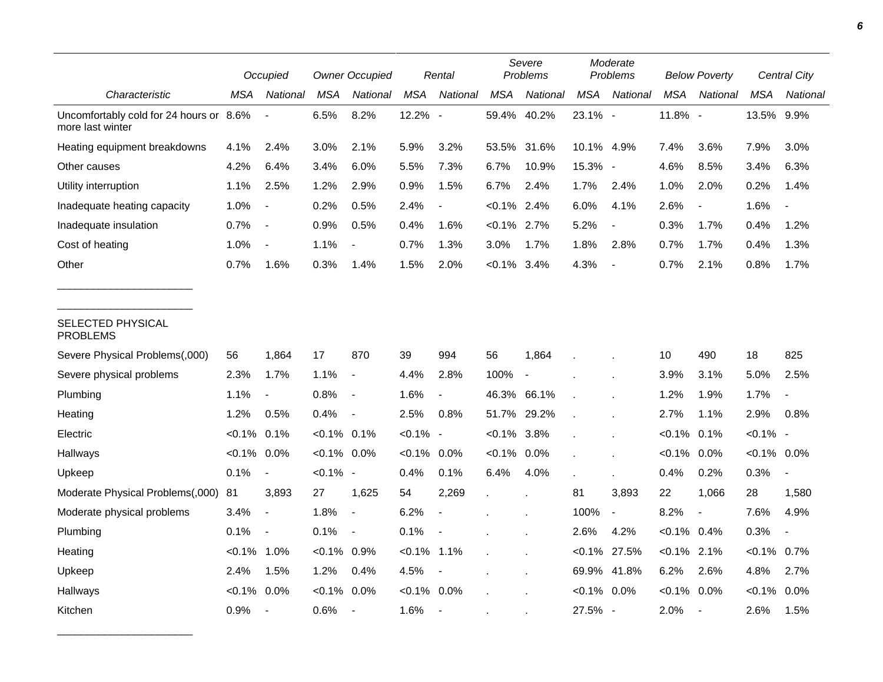| Characteristic | Occupied | | Owner Occupied | | Rental | | Severe Problems | | Moderate Problems | | Below Poverty | | Central City | |
|---|---|---|---|---|---|---|---|---|---|---|---|---|---|---|
| | MSA | National | MSA | National | MSA | National | MSA | National | MSA | National | MSA | National | MSA | National |
| Uncomfortably cold for 24 hours or more last winter | 8.6% | - | 6.5% | 8.2% | 12.2% | - | 59.4% | 40.2% | 23.1% | - | 11.8% | - | 13.5% | 9.9% |
| Heating equipment breakdowns | 4.1% | 2.4% | 3.0% | 2.1% | 5.9% | 3.2% | 53.5% | 31.6% | 10.1% | 4.9% | 7.4% | 3.6% | 7.9% | 3.0% |
| Other causes | 4.2% | 6.4% | 3.4% | 6.0% | 5.5% | 7.3% | 6.7% | 10.9% | 15.3% | - | 4.6% | 8.5% | 3.4% | 6.3% |
| Utility interruption | 1.1% | 2.5% | 1.2% | 2.9% | 0.9% | 1.5% | 6.7% | 2.4% | 1.7% | 2.4% | 1.0% | 2.0% | 0.2% | 1.4% |
| Inadequate heating capacity | 1.0% | - | 0.2% | 0.5% | 2.4% | - | <0.1% | 2.4% | 6.0% | 4.1% | 2.6% | - | 1.6% | - |
| Inadequate insulation | 0.7% | - | 0.9% | 0.5% | 0.4% | 1.6% | <0.1% | 2.7% | 5.2% | - | 0.3% | 1.7% | 0.4% | 1.2% |
| Cost of heating | 1.0% | - | 1.1% | - | 0.7% | 1.3% | 3.0% | 1.7% | 1.8% | 2.8% | 0.7% | 1.7% | 0.4% | 1.3% |
| Other | 0.7% | 1.6% | 0.3% | 1.4% | 1.5% | 2.0% | <0.1% | 3.4% | 4.3% | - | 0.7% | 2.1% | 0.8% | 1.7% |
| SELECTED PHYSICAL PROBLEMS | | | | | | | | | | | | | | |
| Severe Physical Problems(,000) | 56 | 1,864 | 17 | 870 | 39 | 994 | 56 | 1,864 | . | . | 10 | 490 | 18 | 825 |
| Severe physical problems | 2.3% | 1.7% | 1.1% | - | 4.4% | 2.8% | 100% | - | . | . | 3.9% | 3.1% | 5.0% | 2.5% |
| Plumbing | 1.1% | - | 0.8% | - | 1.6% | - | 46.3% | 66.1% | . | . | 1.2% | 1.9% | 1.7% | - |
| Heating | 1.2% | 0.5% | 0.4% | - | 2.5% | 0.8% | 51.7% | 29.2% | . | . | 2.7% | 1.1% | 2.9% | 0.8% |
| Electric | <0.1% | 0.1% | <0.1% | 0.1% | <0.1% | - | <0.1% | 3.8% | . | . | <0.1% | 0.1% | <0.1% | - |
| Hallways | <0.1% | 0.0% | <0.1% | 0.0% | <0.1% | 0.0% | <0.1% | 0.0% | . | . | <0.1% | 0.0% | <0.1% | 0.0% |
| Upkeep | 0.1% | - | <0.1% | - | 0.4% | 0.1% | 6.4% | 4.0% | . | . | 0.4% | 0.2% | 0.3% | - |
| Moderate Physical Problems(,000) | 81 | 3,893 | 27 | 1,625 | 54 | 2,269 | . | . | 81 | 3,893 | 22 | 1,066 | 28 | 1,580 |
| Moderate physical problems | 3.4% | - | 1.8% | - | 6.2% | - | . | . | 100% | - | 8.2% | - | 7.6% | 4.9% |
| Plumbing | 0.1% | - | 0.1% | - | 0.1% | - | . | . | 2.6% | 4.2% | <0.1% | 0.4% | 0.3% | - |
| Heating | <0.1% | 1.0% | <0.1% | 0.9% | <0.1% | 1.1% | . | . | <0.1% | 27.5% | <0.1% | 2.1% | <0.1% | 0.7% |
| Upkeep | 2.4% | 1.5% | 1.2% | 0.4% | 4.5% | - | . | . | 69.9% | 41.8% | 6.2% | 2.6% | 4.8% | 2.7% |
| Hallways | <0.1% | 0.0% | <0.1% | 0.0% | <0.1% | 0.0% | . | . | <0.1% | 0.0% | <0.1% | 0.0% | <0.1% | 0.0% |
| Kitchen | 0.9% | - | 0.6% | - | 1.6% | - | . | . | 27.5% | - | 2.0% | - | 2.6% | 1.5% |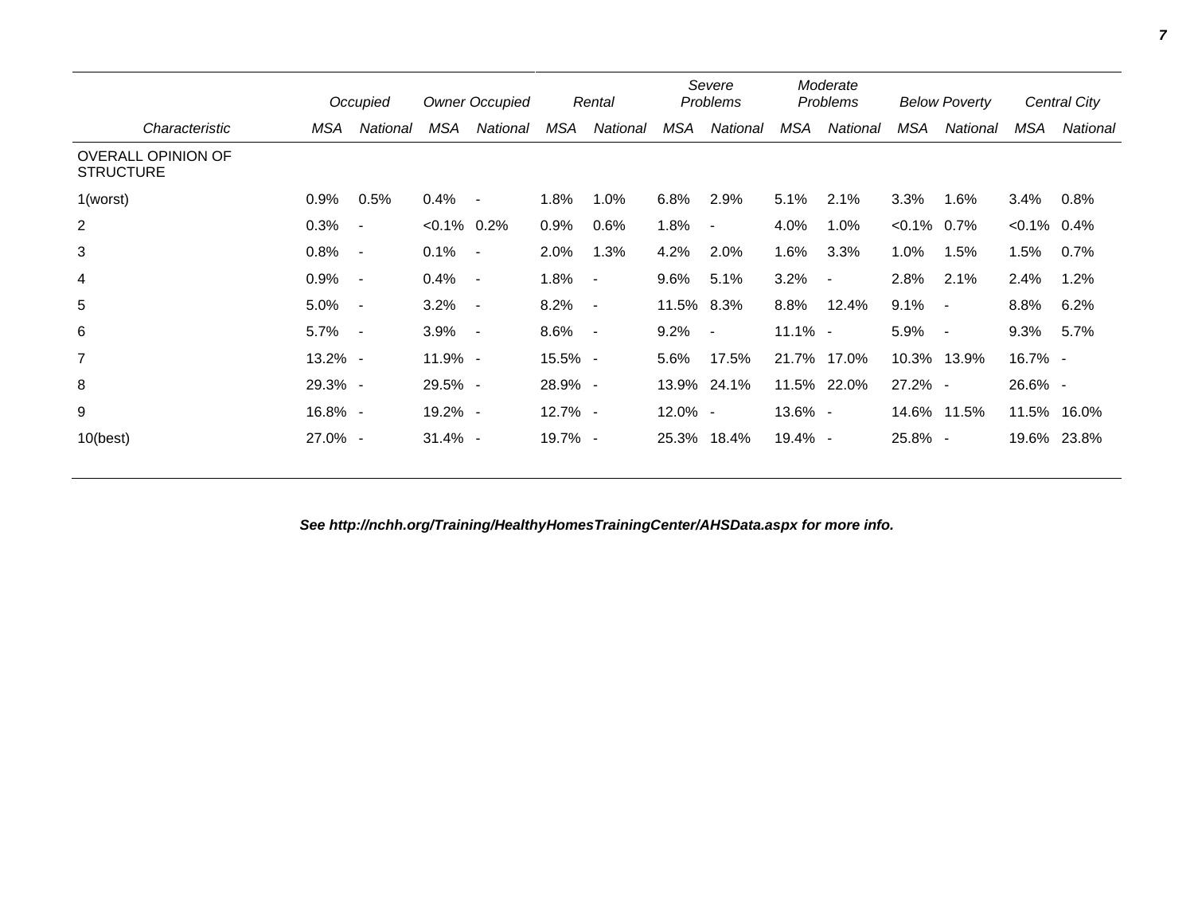| | Occupied | | Owner Occupied | | Rental | | Severe Problems | | Moderate Problems | | Below Poverty | | Central City | |
|---|---|---|---|---|---|---|---|---|---|---|---|---|---|---|
| Characteristic | MSA | National | MSA | National | MSA | National | MSA | National | MSA | National | MSA | National | MSA | National |
| OVERALL OPINION OF STRUCTURE | | | | | | | | | | | | | | |
| 1(worst) | 0.9% | 0.5% | 0.4% | - | 1.8% | 1.0% | 6.8% | 2.9% | 5.1% | 2.1% | 3.3% | 1.6% | 3.4% | 0.8% |
| 2 | 0.3% | - | <0.1% | 0.2% | 0.9% | 0.6% | 1.8% | - | 4.0% | 1.0% | <0.1% | 0.7% | <0.1% | 0.4% |
| 3 | 0.8% | - | 0.1% | - | 2.0% | 1.3% | 4.2% | 2.0% | 1.6% | 3.3% | 1.0% | 1.5% | 1.5% | 0.7% |
| 4 | 0.9% | - | 0.4% | - | 1.8% | - | 9.6% | 5.1% | 3.2% | - | 2.8% | 2.1% | 2.4% | 1.2% |
| 5 | 5.0% | - | 3.2% | - | 8.2% | - | 11.5% | 8.3% | 8.8% | 12.4% | 9.1% | - | 8.8% | 6.2% |
| 6 | 5.7% | - | 3.9% | - | 8.6% | - | 9.2% | - | 11.1% | - | 5.9% | - | 9.3% | 5.7% |
| 7 | 13.2% | - | 11.9% | - | 15.5% | - | 5.6% | 17.5% | 21.7% | 17.0% | 10.3% | 13.9% | 16.7% | - |
| 8 | 29.3% | - | 29.5% | - | 28.9% | - | 13.9% | 24.1% | 11.5% | 22.0% | 27.2% | - | 26.6% | - |
| 9 | 16.8% | - | 19.2% | - | 12.7% | - | 12.0% | - | 13.6% | - | 14.6% | 11.5% | 11.5% | 16.0% |
| 10(best) | 27.0% | - | 31.4% | - | 19.7% | - | 25.3% | 18.4% | 19.4% | - | 25.8% | - | 19.6% | 23.8% |

***See http://nchh.org/Training/HealthyHomesTrainingCenter/AHSData.aspx for more info.***